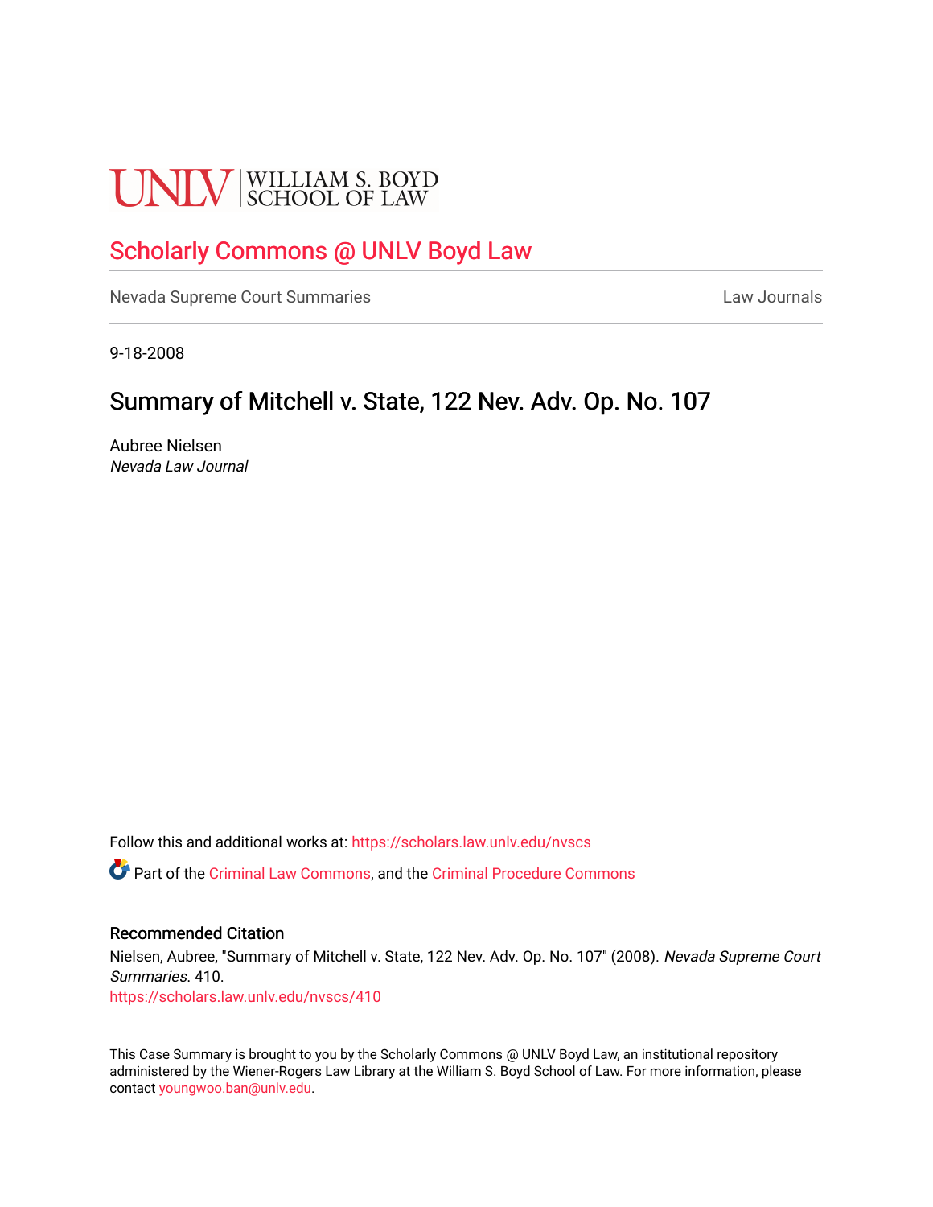UNLV | WILLIAM S. BOYD SCHOOL OF LAW

# Scholarly Commons @ UNLV Boyd Law

Nevada Supreme Court Summaries | Law Journals

9-18-2008

## Summary of Mitchell v. State, 122 Nev. Adv. Op. No. 107

Aubree Nielsen
*Nevada Law Journal*

Follow this and additional works at: https://scholars.law.unlv.edu/nvscs

Part of the Criminal Law Commons, and the Criminal Procedure Commons

### Recommended Citation

Nielsen, Aubree, "Summary of Mitchell v. State, 122 Nev. Adv. Op. No. 107" (2008). *Nevada Supreme Court Summaries*. 410.
https://scholars.law.unlv.edu/nvscs/410

This Case Summary is brought to you by the Scholarly Commons @ UNLV Boyd Law, an institutional repository administered by the Wiener-Rogers Law Library at the William S. Boyd School of Law. For more information, please contact youngwoo.ban@unlv.edu.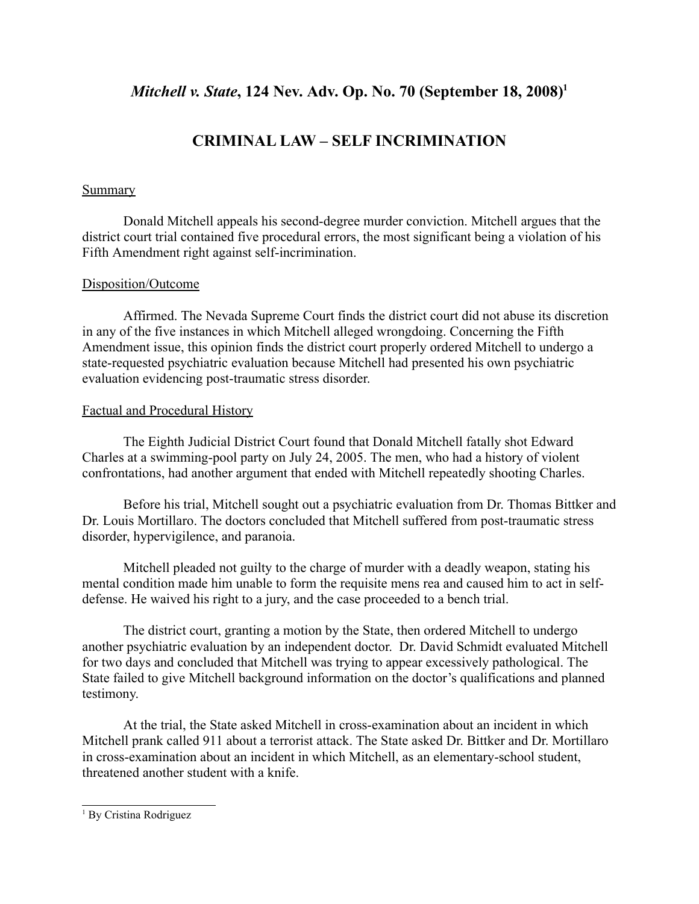# *Mitchell v. State*, 124 Nev. Adv. Op. No. 70 (September 18, 2008)[1]

## CRIMINAL LAW – SELF INCRIMINATION

Summary

Donald Mitchell appeals his second-degree murder conviction. Mitchell argues that the district court trial contained five procedural errors, the most significant being a violation of his Fifth Amendment right against self-incrimination.

Disposition/Outcome

Affirmed. The Nevada Supreme Court finds the district court did not abuse its discretion in any of the five instances in which Mitchell alleged wrongdoing. Concerning the Fifth Amendment issue, this opinion finds the district court properly ordered Mitchell to undergo a state-requested psychiatric evaluation because Mitchell had presented his own psychiatric evaluation evidencing post-traumatic stress disorder.

Factual and Procedural History

The Eighth Judicial District Court found that Donald Mitchell fatally shot Edward Charles at a swimming-pool party on July 24, 2005. The men, who had a history of violent confrontations, had another argument that ended with Mitchell repeatedly shooting Charles.

Before his trial, Mitchell sought out a psychiatric evaluation from Dr. Thomas Bittker and Dr. Louis Mortillaro. The doctors concluded that Mitchell suffered from post-traumatic stress disorder, hypervigilence, and paranoia.

Mitchell pleaded not guilty to the charge of murder with a deadly weapon, stating his mental condition made him unable to form the requisite mens rea and caused him to act in self-defense. He waived his right to a jury, and the case proceeded to a bench trial.

The district court, granting a motion by the State, then ordered Mitchell to undergo another psychiatric evaluation by an independent doctor. Dr. David Schmidt evaluated Mitchell for two days and concluded that Mitchell was trying to appear excessively pathological. The State failed to give Mitchell background information on the doctor's qualifications and planned testimony.

At the trial, the State asked Mitchell in cross-examination about an incident in which Mitchell prank called 911 about a terrorist attack. The State asked Dr. Bittker and Dr. Mortillaro in cross-examination about an incident in which Mitchell, as an elementary-school student, threatened another student with a knife.

---

[1] By Cristina Rodriguez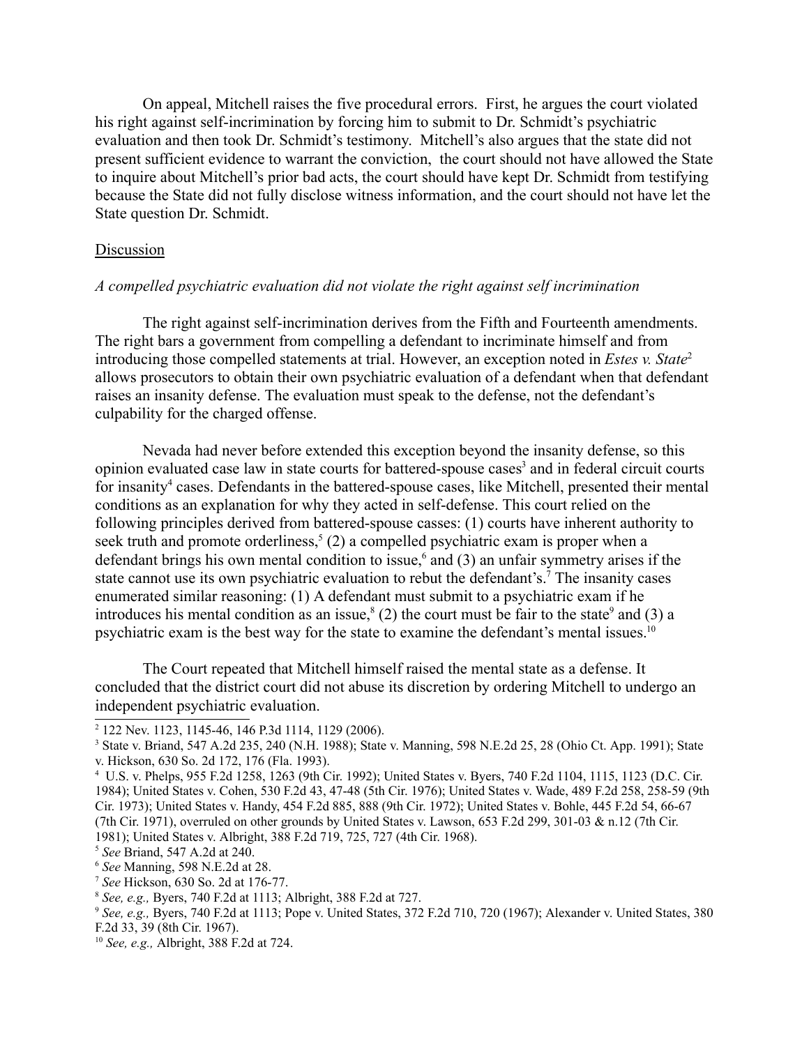On appeal, Mitchell raises the five procedural errors. First, he argues the court violated his right against self-incrimination by forcing him to submit to Dr. Schmidt's psychiatric evaluation and then took Dr. Schmidt's testimony. Mitchell's also argues that the state did not present sufficient evidence to warrant the conviction, the court should not have allowed the State to inquire about Mitchell's prior bad acts, the court should have kept Dr. Schmidt from testifying because the State did not fully disclose witness information, and the court should not have let the State question Dr. Schmidt.

Discussion

*A compelled psychiatric evaluation did not violate the right against self incrimination*

The right against self-incrimination derives from the Fifth and Fourteenth amendments. The right bars a government from compelling a defendant to incriminate himself and from introducing those compelled statements at trial. However, an exception noted in *Estes v. State*[2] allows prosecutors to obtain their own psychiatric evaluation of a defendant when that defendant raises an insanity defense. The evaluation must speak to the defense, not the defendant's culpability for the charged offense.

Nevada had never before extended this exception beyond the insanity defense, so this opinion evaluated case law in state courts for battered-spouse cases[3] and in federal circuit courts for insanity[4] cases. Defendants in the battered-spouse cases, like Mitchell, presented their mental conditions as an explanation for why they acted in self-defense. This court relied on the following principles derived from battered-spouse casses: (1) courts have inherent authority to seek truth and promote orderliness,[5] (2) a compelled psychiatric exam is proper when a defendant brings his own mental condition to issue,[6] and (3) an unfair symmetry arises if the state cannot use its own psychiatric evaluation to rebut the defendant's.[7] The insanity cases enumerated similar reasoning: (1) A defendant must submit to a psychiatric exam if he introduces his mental condition as an issue,[8] (2) the court must be fair to the state[9] and (3) a psychiatric exam is the best way for the state to examine the defendant's mental issues.[10]

The Court repeated that Mitchell himself raised the mental state as a defense. It concluded that the district court did not abuse its discretion by ordering Mitchell to undergo an independent psychiatric evaluation.

---

[2] 122 Nev. 1123, 1145-46, 146 P.3d 1114, 1129 (2006).

[3] State v. Briand, 547 A.2d 235, 240 (N.H. 1988); State v. Manning, 598 N.E.2d 25, 28 (Ohio Ct. App. 1991); State v. Hickson, 630 So. 2d 172, 176 (Fla. 1993).

[4] U.S. v. Phelps, 955 F.2d 1258, 1263 (9th Cir. 1992); United States v. Byers, 740 F.2d 1104, 1115, 1123 (D.C. Cir. 1984); United States v. Cohen, 530 F.2d 43, 47-48 (5th Cir. 1976); United States v. Wade, 489 F.2d 258, 258-59 (9th Cir. 1973); United States v. Handy, 454 F.2d 885, 888 (9th Cir. 1972); United States v. Bohle, 445 F.2d 54, 66-67 (7th Cir. 1971), overruled on other grounds by United States v. Lawson, 653 F.2d 299, 301-03 & n.12 (7th Cir. 1981); United States v. Albright, 388 F.2d 719, 725, 727 (4th Cir. 1968).

[5] *See* Briand, 547 A.2d at 240.

[6] *See* Manning, 598 N.E.2d at 28.

[7] *See* Hickson, 630 So. 2d at 176-77.

[8] *See, e.g.,* Byers, 740 F.2d at 1113; Albright, 388 F.2d at 727.

[9] *See, e.g.,* Byers, 740 F.2d at 1113; Pope v. United States, 372 F.2d 710, 720 (1967); Alexander v. United States, 380 F.2d 33, 39 (8th Cir. 1967).

[10] *See, e.g.,* Albright, 388 F.2d at 724.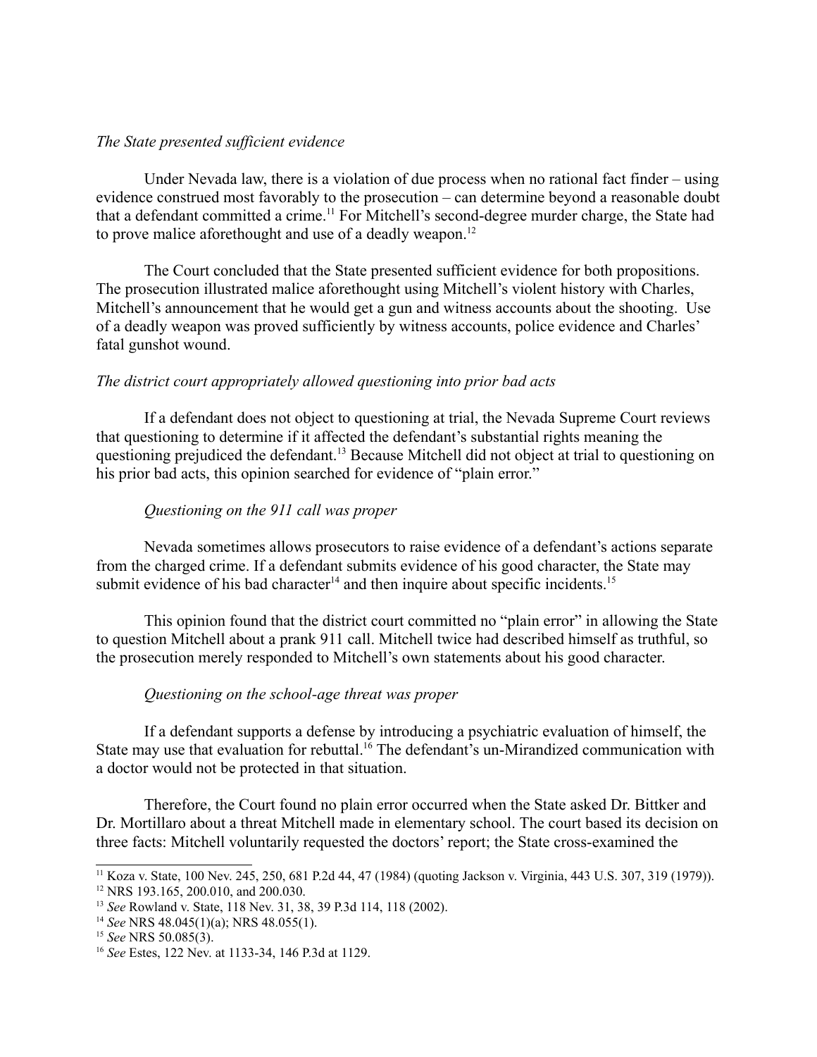*The State presented sufficient evidence*

Under Nevada law, there is a violation of due process when no rational fact finder – using evidence construed most favorably to the prosecution – can determine beyond a reasonable doubt that a defendant committed a crime.[11] For Mitchell's second-degree murder charge, the State had to prove malice aforethought and use of a deadly weapon.[12]

The Court concluded that the State presented sufficient evidence for both propositions. The prosecution illustrated malice aforethought using Mitchell's violent history with Charles, Mitchell's announcement that he would get a gun and witness accounts about the shooting. Use of a deadly weapon was proved sufficiently by witness accounts, police evidence and Charles' fatal gunshot wound.

*The district court appropriately allowed questioning into prior bad acts*

If a defendant does not object to questioning at trial, the Nevada Supreme Court reviews that questioning to determine if it affected the defendant's substantial rights meaning the questioning prejudiced the defendant.[13] Because Mitchell did not object at trial to questioning on his prior bad acts, this opinion searched for evidence of "plain error."

*Questioning on the 911 call was proper*

Nevada sometimes allows prosecutors to raise evidence of a defendant's actions separate from the charged crime. If a defendant submits evidence of his good character, the State may submit evidence of his bad character[14] and then inquire about specific incidents.[15]

This opinion found that the district court committed no "plain error" in allowing the State to question Mitchell about a prank 911 call. Mitchell twice had described himself as truthful, so the prosecution merely responded to Mitchell's own statements about his good character.

*Questioning on the school-age threat was proper*

If a defendant supports a defense by introducing a psychiatric evaluation of himself, the State may use that evaluation for rebuttal.[16] The defendant's un-Mirandized communication with a doctor would not be protected in that situation.

Therefore, the Court found no plain error occurred when the State asked Dr. Bittker and Dr. Mortillaro about a threat Mitchell made in elementary school. The court based its decision on three facts: Mitchell voluntarily requested the doctors' report; the State cross-examined the

---

[11] Koza v. State, 100 Nev. 245, 250, 681 P.2d 44, 47 (1984) (quoting Jackson v. Virginia, 443 U.S. 307, 319 (1979)).
[12] NRS 193.165, 200.010, and 200.030.
[13] *See* Rowland v. State, 118 Nev. 31, 38, 39 P.3d 114, 118 (2002).
[14] *See* NRS 48.045(1)(a); NRS 48.055(1).
[15] *See* NRS 50.085(3).
[16] *See* Estes, 122 Nev. at 1133-34, 146 P.3d at 1129.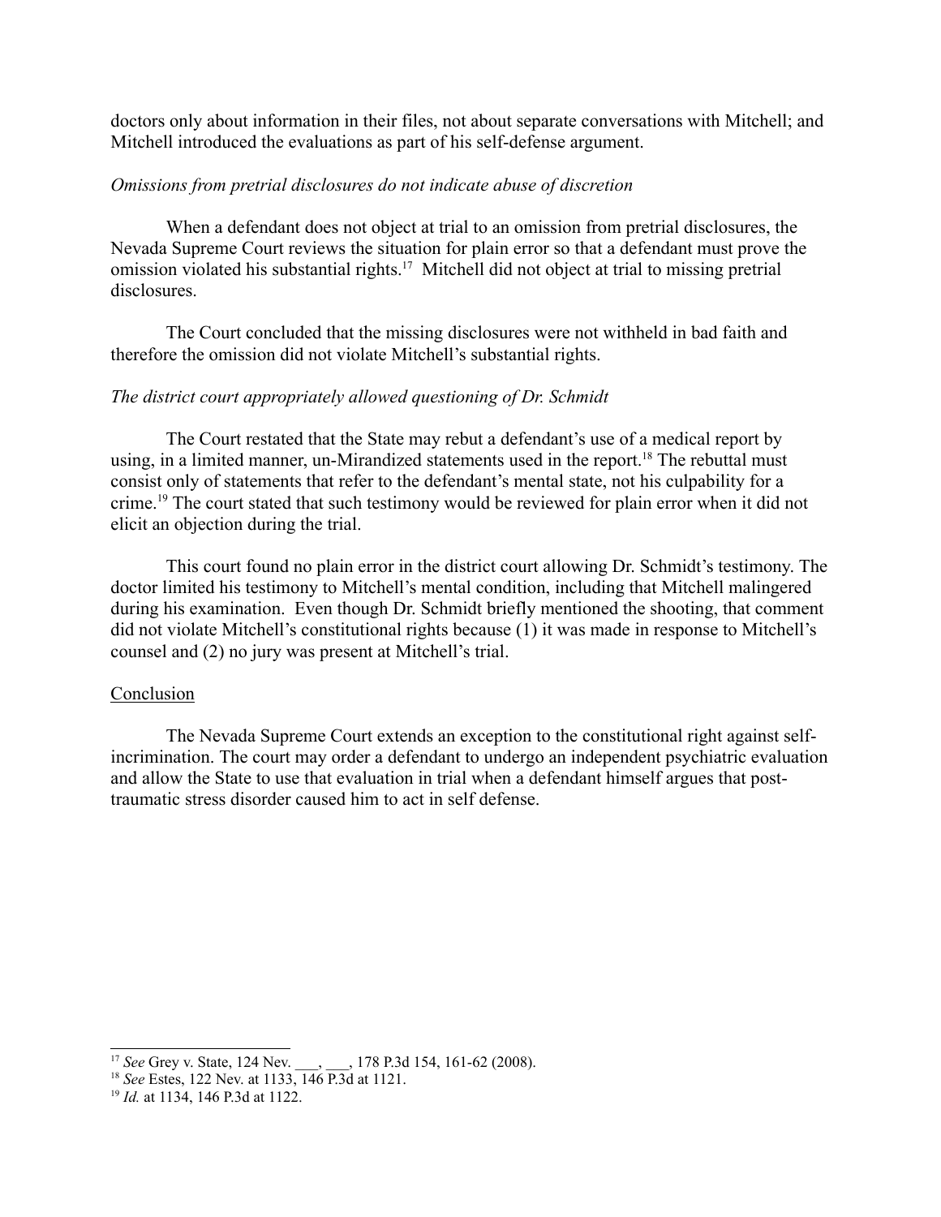doctors only about information in their files, not about separate conversations with Mitchell; and Mitchell introduced the evaluations as part of his self-defense argument.

*Omissions from pretrial disclosures do not indicate abuse of discretion*

When a defendant does not object at trial to an omission from pretrial disclosures, the Nevada Supreme Court reviews the situation for plain error so that a defendant must prove the omission violated his substantial rights.[17] Mitchell did not object at trial to missing pretrial disclosures.

The Court concluded that the missing disclosures were not withheld in bad faith and therefore the omission did not violate Mitchell's substantial rights.

*The district court appropriately allowed questioning of Dr. Schmidt*

The Court restated that the State may rebut a defendant's use of a medical report by using, in a limited manner, un-Mirandized statements used in the report.[18] The rebuttal must consist only of statements that refer to the defendant's mental state, not his culpability for a crime.[19] The court stated that such testimony would be reviewed for plain error when it did not elicit an objection during the trial.

This court found no plain error in the district court allowing Dr. Schmidt's testimony. The doctor limited his testimony to Mitchell's mental condition, including that Mitchell malingered during his examination. Even though Dr. Schmidt briefly mentioned the shooting, that comment did not violate Mitchell's constitutional rights because (1) it was made in response to Mitchell's counsel and (2) no jury was present at Mitchell's trial.

<u>Conclusion</u>

The Nevada Supreme Court extends an exception to the constitutional right against self-incrimination. The court may order a defendant to undergo an independent psychiatric evaluation and allow the State to use that evaluation in trial when a defendant himself argues that post-traumatic stress disorder caused him to act in self defense.

---

[17] *See* Grey v. State, 124 Nev. ___, ___, 178 P.3d 154, 161-62 (2008).

[18] *See* Estes, 122 Nev. at 1133, 146 P.3d at 1121.

[19] *Id.* at 1134, 146 P.3d at 1122.